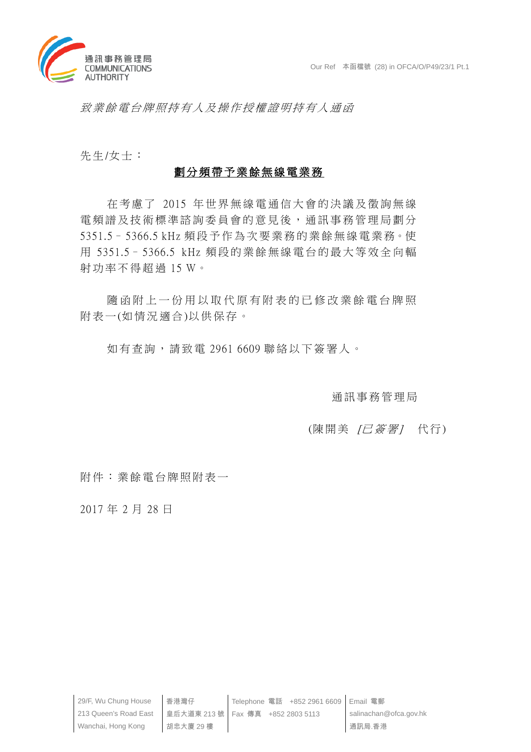通訊事務管理局
COMMUNICATIONS AUTHORITY

Our Ref 本函檔號 (28) in OFCA/O/P49/23/1 Pt.1

*致業餘電台牌照持有人及操作授權證明持有人通函*

先生/女士：

**劃分頻帶予業餘無線電業務**

在考慮了 2015 年世界無線電通信大會的決議及徵詢無線電頻譜及技術標準諮詢委員會的意見後，通訊事務管理局劃分 5351.5–5366.5 kHz 頻段予作為次要業務的業餘無線電業務。使用 5351.5–5366.5 kHz 頻段的業餘無線電台的最大等效全向輻射功率不得超過 15 W。

隨函附上一份用以取代原有附表的已修改業餘電台牌照附表一(如情況適合)以供保存。

如有查詢，請致電 2961 6609 聯絡以下簽署人。

通訊事務管理局

(陳開美 *[已簽署]* 代行)

附件：業餘電台牌照附表一

2017 年 2 月 28 日

29/F, Wu Chung House 213 Queen's Road East Wanchai, Hong Kong | 香港灣仔皇后大道東 213 號胡忠大廈 29 樓 | Telephone 電話 +852 2961 6609 Fax 傳真 +852 2803 5113 | Email 電郵 salinachan@ofca.gov.hk 通訊局.香港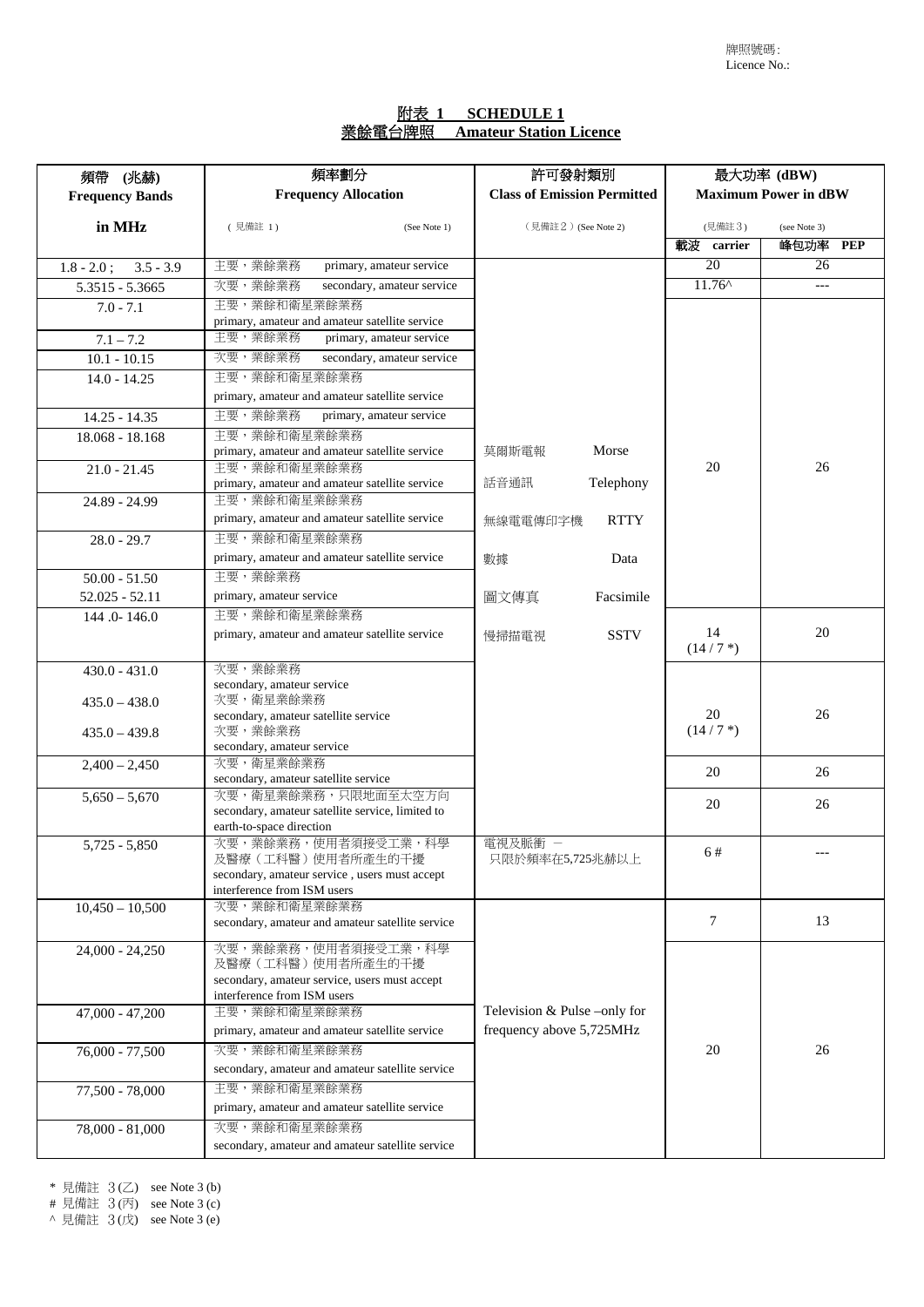牌照號碼 :
Licence No.:

# 附表 1 SCHEDULE 1
## 業餘電台牌照 Amateur Station Licence

| 頻帶 (兆赫) Frequency Bands in MHz | 頻率劃分 Frequency Allocation (見備註 1) (See Note 1) | 許可發射類別 Class of Emission Permitted (見備註 2) (See Note 2) | 最大功率 (dBW) Maximum Power in dBW (見備註 3) (see Note 3) | |
|---|---|---|---|---|
| | | | 載波 carrier | 峰包功率 PEP |
| 1.8 - 2.0 ; 3.5 - 3.9 | 主要，業餘業務 primary, amateur service | 莫爾斯電報 Morse<br>話音通訊 Telephony<br>無線電電傳印字機 RTTY<br>數據 Data<br>圖文傳真 Facsimile<br>慢掃描電視 SSTV | 20 | 26 |
| 5.3515 - 5.3665 | 次要，業餘業務 secondary, amateur service | | 11.76^ | --- |
| 7.0 - 7.1 | 主要，業餘和衛星業餘業務 primary, amateur and amateur satellite service | | 20 | 26 |
| 7.1 – 7.2 | 主要，業餘業務 primary, amateur service | | 20 | 26 |
| 10.1 - 10.15 | 次要，業餘業務 secondary, amateur service | | 20 | 26 |
| 14.0 - 14.25 | 主要，業餘和衛星業餘業務 primary, amateur and amateur satellite service | | 20 | 26 |
| 14.25 - 14.35 | 主要，業餘業務 primary, amateur service | | 20 | 26 |
| 18.068 - 18.168 | 主要，業餘和衛星業餘業務 primary, amateur and amateur satellite service | | 20 | 26 |
| 21.0 - 21.45 | 主要，業餘和衛星業餘業務 primary, amateur and amateur satellite service | | 20 | 26 |
| 24.89 - 24.99 | 主要，業餘和衛星業餘業務 primary, amateur and amateur satellite service | | 20 | 26 |
| 28.0 - 29.7 | 主要，業餘和衛星業餘業務 primary, amateur and amateur satellite service | | 20 | 26 |
| 50.00 - 51.50<br>52.025 - 52.11 | 主要，業餘業務 primary, amateur service | | 20 | 26 |
| 144 .0- 146.0 | 主要，業餘和衛星業餘業務 primary, amateur and amateur satellite service | | 14 (14 / 7 *) | 20 |
| 430.0 - 431.0 | 次要，業餘業務 secondary, amateur service | | 20 (14 / 7 *) | 26 |
| 435.0 – 438.0 | 次要，衛星業餘業務 secondary, amateur satellite service | | 20 (14 / 7 *) | 26 |
| 435.0 – 439.8 | 次要，業餘業務 secondary, amateur service | | 20 (14 / 7 *) | 26 |
| 2,400 – 2,450 | 次要，衛星業餘業務 secondary, amateur satellite service | | 20 | 26 |
| 5,650 – 5,670 | 次要，衛星業餘業務，只限地面至太空方向 secondary, amateur satellite service, limited to earth-to-space direction | | 20 | 26 |
| 5,725 - 5,850 | 次要，業餘業務，使用者須接受工業，科學及醫療（工科醫）使用者所產生的干擾 secondary, amateur service , users must accept interference from ISM users | 電視及脈衝 － 只限於頻率在5,725兆赫以上<br>Television & Pulse –only for frequency above 5,725MHz | 6 # | --- |
| 10,450 – 10,500 | 次要，業餘和衛星業餘業務 secondary, amateur and amateur satellite service | | 7 | 13 |
| 24,000 - 24,250 | 次要，業餘業務，使用者須接受工業，科學及醫療（工科醫）使用者所產生的干擾 secondary, amateur service, users must accept interference from ISM users | | 20 | 26 |
| 47,000 - 47,200 | 主要，業餘和衛星業餘業務 primary, amateur and amateur satellite service | | 20 | 26 |
| 76,000 - 77,500 | 次要，業餘和衛星業餘業務 secondary, amateur and amateur satellite service | | 20 | 26 |
| 77,500 - 78,000 | 主要，業餘和衛星業餘業務 primary, amateur and amateur satellite service | | 20 | 26 |
| 78,000 - 81,000 | 次要，業餘和衛星業餘業務 secondary, amateur and amateur satellite service | | 20 | 26 |

\* 見備註 3 (乙) see Note 3 (b)
# 見備註 3 (丙) see Note 3 (c)
^ 見備註 3 (戊) see Note 3 (e)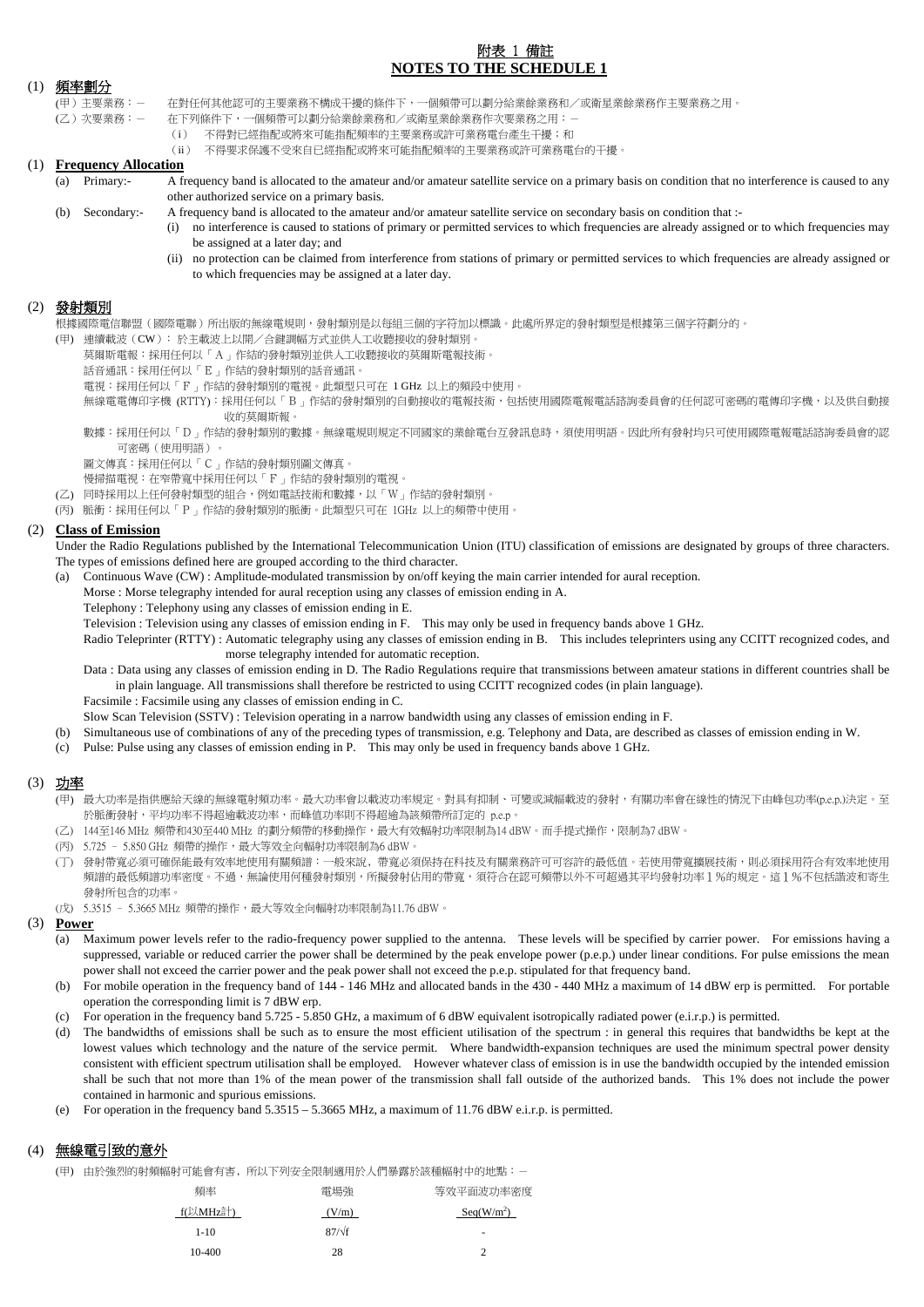# 附表 1 備註
# NOTES TO THE SCHEDULE 1

## (1) 頻率劃分

(甲) 主要業務：－　在對任何其他認可的主要業務不構成干擾的條件下，一個頻帶可以劃分給業餘業務和／或衛星業餘業務作主要業務之用。

(乙) 次要業務：－　在下列條件下，一個頻帶可以劃分給業餘業務和／或衛星業餘業務作次要業務之用：－

- (i)　不得對已經指配或將來可能指配頻率的主要業務或許可業務電台產生干擾；和
- (ii)　不得要求保護不受來自已經指配或將來可能指配頻率的主要業務或許可業務電台的干擾。

## (1) Frequency Allocation

(a) Primary:- A frequency band is allocated to the amateur and/or amateur satellite service on a primary basis on condition that no interference is caused to any other authorized service on a primary basis.

(b) Secondary:- A frequency band is allocated to the amateur and/or amateur satellite service on secondary basis on condition that :-

- (i) no interference is caused to stations of primary or permitted services to which frequencies are already assigned or to which frequencies may be assigned at a later day; and
- (ii) no protection can be claimed from interference from stations of primary or permitted services to which frequencies are already assigned or to which frequencies may be assigned at a later day.

## (2) 發射類別

根據國際電信聯盟（國際電聯）所出版的無線電規則，發射類別是以每組三個的字符加以標識。此處所界定的發射類型是根據第三個字符劃分的。

(甲) 連續載波（CW）：於主載波上以開／合鍵調幅方式並供人工收聽接收的發射類別。

莫爾斯電報：採用任何以「A」作結的發射類別並供人工收聽接收的莫爾斯電報技術。

話音通訊：採用任何以「E」作結的發射類別的話音通訊。

電視：採用任何以「F」作結的發射類別的電視。此類型只可在 1 GHz 以上的頻段中使用。

無線電電傳印字機 (RTTY)：採用任何以「B」作結的發射類別的自動接收的電報技術，包括使用國際電報電話諮詢委員會的任何認可密碼的電傳印字機，以及供自動接收的莫爾斯電報。

數據：採用任何以「D」作結的發射類別的數據。無線電規則規定不同國家的業餘電台互發訊息時，須使用明語。因此所有發射均只可使用國際電報電話諮詢委員會的認可密碼（使用明語）。

圖文傳真：採用任何以「C」作結的發射類別圖文傳真。

慢掃描電視：在窄帶寬中採用任何以「F」作結的發射類別的電視。

(乙) 同時採用以上任何發射類型的組合，例如電話技術和數據，以「W」作結的發射類別。

(丙) 脈衝：採用任何以「P」作結的發射類別的脈衝。此類型只可在 1GHz 以上的頻帶中使用。

## (2) Class of Emission

Under the Radio Regulations published by the International Telecommunication Union (ITU) classification of emissions are designated by groups of three characters. The types of emissions defined here are grouped according to the third character.

(a) Continuous Wave (CW) : Amplitude-modulated transmission by on/off keying the main carrier intended for aural reception.

Morse : Morse telegraphy intended for aural reception using any classes of emission ending in A.

Telephony : Telephony using any classes of emission ending in E.

Television : Television using any classes of emission ending in F. This may only be used in frequency bands above 1 GHz.

Radio Teleprinter (RTTY) : Automatic telegraphy using any classes of emission ending in B. This includes teleprinters using any CCITT recognized codes, and morse telegraphy intended for automatic reception.

Data : Data using any classes of emission ending in D. The Radio Regulations require that transmissions between amateur stations in different countries shall be in plain language. All transmissions shall therefore be restricted to using CCITT recognized codes (in plain language).

Facsimile : Facsimile using any classes of emission ending in C.

Slow Scan Television (SSTV) : Television operating in a narrow bandwidth using any classes of emission ending in F.

(b) Simultaneous use of combinations of any of the preceding types of transmission, e.g. Telephony and Data, are described as classes of emission ending in W.

(c) Pulse: Pulse using any classes of emission ending in P. This may only be used in frequency bands above 1 GHz.

## (3) 功率

(甲) 最大功率是指供應給天線的無線電射頻功率。最大功率會以載波功率規定。對具有抑制、可變或減幅載波的發射，有關功率會在線性的情況下由峰包功率(p.e.p.)決定。至於脈衝發射，平均功率不得超逾載波功率，而峰值功率則不得超逾為該頻帶所訂定的 p.e.p。

(乙) 144至146 MHz 頻帶和430至440 MHz 的劃分頻帶的移動操作，最大有效輻射功率限制為14 dBW。而手提式操作，限制為7 dBW。

(丙) 5.725 – 5.850 GHz 頻帶的操作，最大等效全向輻射功率限制為6 dBW。

(丁) 發射帶寬必須可確保能最有效率地使用有關頻譜：一般來說，帶寬必須保持在科技及有關業務許可可容許的最低值。若使用帶寬擴展技術，則必須採用符合有效率地使用頻譜的最低頻譜功率密度。不過，無論使用何種發射類別，所擬發射佔用的帶寬，須符合在認可頻帶以外不可超過其平均發射功率１%的規定。這１%不包括諧波和寄生發射所包含的功率。

(戊) 5.3515 – 5.3665 MHz 頻帶的操作，最大等效全向輻射功率限制為11.76 dBW。

## (3) Power

(a) Maximum power levels refer to the radio-frequency power supplied to the antenna. These levels will be specified by carrier power. For emissions having a suppressed, variable or reduced carrier the power shall be determined by the peak envelope power (p.e.p.) under linear conditions. For pulse emissions the mean power shall not exceed the carrier power and the peak power shall not exceed the p.e.p. stipulated for that frequency band.

(b) For mobile operation in the frequency band of 144 - 146 MHz and allocated bands in the 430 - 440 MHz a maximum of 14 dBW erp is permitted. For portable operation the corresponding limit is 7 dBW erp.

(c) For operation in the frequency band 5.725 - 5.850 GHz, a maximum of 6 dBW equivalent isotropically radiated power (e.i.r.p.) is permitted.

(d) The bandwidths of emissions shall be such as to ensure the most efficient utilisation of the spectrum : in general this requires that bandwidths be kept at the lowest values which technology and the nature of the service permit. Where bandwidth-expansion techniques are used the minimum spectral power density consistent with efficient spectrum utilisation shall be employed. However whatever class of emission is in use the bandwidth occupied by the intended emission shall be such that not more than 1% of the mean power of the transmission shall fall outside of the authorized bands. This 1% does not include the power contained in harmonic and spurious emissions.

(e) For operation in the frequency band 5.3515 – 5.3665 MHz, a maximum of 11.76 dBW e.i.r.p. is permitted.

## (4) 無線電引致的意外

(甲) 由於強烈的射頻輻射可能會有害，所以下列安全限制適用於人們暴露於該種輻射中的地點：－

| 頻率<br>f(以MHz計) | 電場強<br>(V/m) | 等效平面波功率密度<br>Seq(W/m$^2$) |
|---|---|---|
| 1-10 | $87/\sqrt{f}$ | - |
| 10-400 | 28 | 2 |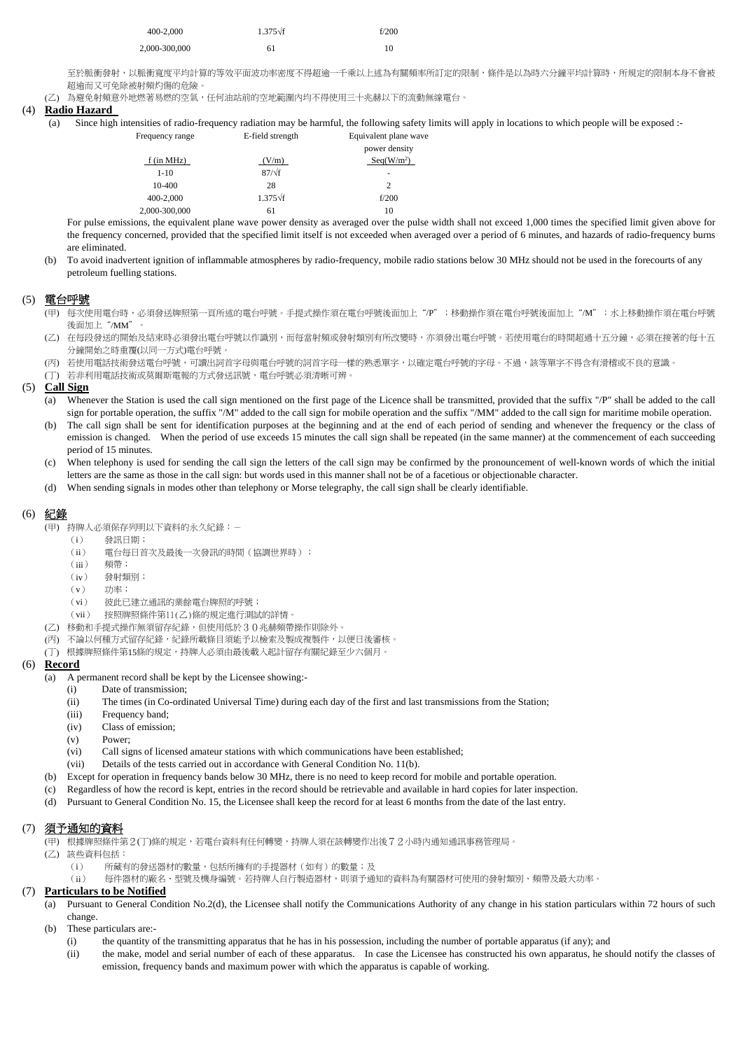| | | |
|---|---|---|
| 400-2,000 | $1.375\sqrt{f}$ | f/200 |
| 2,000-300,000 | 61 | 10 |

至於脈衝發射，以脈衝寬度平均計算的等效平面波功率密度不得超逾一千乘以上述為有關頻率所訂定的限制，條件是以為時六分鐘平均計算時，所規定的限制本身不會被超逾而又可免除被射頻灼傷的危險。

(乙) 為避免射頻意外地燃著易燃的空氣，任何油站前的空地範圍內均不得使用三十兆赫以下的流動無線電台。

## (4) Radio Hazard

(a) Since high intensities of radio-frequency radiation may be harmful, the following safety limits will apply in locations to which people will be exposed :-

| Frequency range f (in MHz) | E-field strength (V/m) | Equivalent plane wave power density Seq(W/m²) |
|---|---|---|
| 1-10 | $87/\sqrt{f}$ | - |
| 10-400 | 28 | 2 |
| 400-2,000 | $1.375\sqrt{f}$ | f/200 |
| 2,000-300,000 | 61 | 10 |

For pulse emissions, the equivalent plane wave power density as averaged over the pulse width shall not exceed 1,000 times the specified limit given above for the frequency concerned, provided that the specified limit itself is not exceeded when averaged over a period of 6 minutes, and hazards of radio-frequency burns are eliminated.

(b) To avoid inadvertent ignition of inflammable atmospheres by radio-frequency, mobile radio stations below 30 MHz should not be used in the forecourts of any petroleum fuelling stations.

## (5) 電台呼號

(甲) 每次使用電台時，必須發送牌照第一頁所述的電台呼號。手提式操作須在電台呼號後面加上"/P"；移動操作須在電台呼號後面加上"/M"；水上移動操作須在電台呼號後面加上"/MM"。

(乙) 在每段發送的開始及結束時必須發出電台呼號以作識別，而每當射頻或發射類別有所改變時，亦須發出電台呼號。若使用電台的時間超過十五分鐘，必須在接著的每十五分鐘開始之時重覆(以同一方式)電台呼號。

(丙) 若使用電話技術發送電台呼號，可讀出詞首字母與電台呼號的詞首字母一樣的熟悉單字，以確定電台呼號的字母。不過，該等單字不得含有滑稽或不良的意議。

(丁) 若非利用電話技術或莫爾斯電報的方式發送訊號，電台呼號必須清晰可辨。

## (5) Call Sign

(a) Whenever the Station is used the call sign mentioned on the first page of the Licence shall be transmitted, provided that the suffix "/P" shall be added to the call sign for portable operation, the suffix "/M" added to the call sign for mobile operation and the suffix "/MM" added to the call sign for maritime mobile operation.

(b) The call sign shall be sent for identification purposes at the beginning and at the end of each period of sending and whenever the frequency or the class of emission is changed. When the period of use exceeds 15 minutes the call sign shall be repeated (in the same manner) at the commencement of each succeeding period of 15 minutes.

(c) When telephony is used for sending the call sign the letters of the call sign may be confirmed by the pronouncement of well-known words of which the initial letters are the same as those in the call sign: but words used in this manner shall not be of a facetious or objectionable character.

(d) When sending signals in modes other than telephony or Morse telegraphy, the call sign shall be clearly identifiable.

## (6) 紀錄

(甲) 持牌人必須保存列明以下資料的永久紀錄：－

- (i) 發訊日期；
- (ii) 電台每日首次及最後一次發訊的時間（協調世界時）；
- (iii) 頻帶；
- (iv) 發射類別；
- (v) 功率；
- (vi) 彼此已建立通訊的業餘電台牌照的呼號；
- (vii) 按照牌照條件第11(乙)條的規定進行測試的詳情。

(乙) 移動和手提式操作無須留存紀錄，但使用低於３０兆赫頻帶操作則除外。

(丙) 不論以何種方式留存紀錄，紀錄所載條目須能予以檢索及製成複製件，以便日後審核。

(丁) 根據牌照條件第15條的規定，持牌人必須由最後載入起計留存有關紀錄至少六個月。

## (6) Record

(a) A permanent record shall be kept by the Licensee showing:-

- (i) Date of transmission;
- (ii) The times (in Co-ordinated Universal Time) during each day of the first and last transmissions from the Station;
- (iii) Frequency band;
- (iv) Class of emission;
- (v) Power;
- (vi) Call signs of licensed amateur stations with which communications have been established;
- (vii) Details of the tests carried out in accordance with General Condition No. 11(b).

(b) Except for operation in frequency bands below 30 MHz, there is no need to keep record for mobile and portable operation.

(c) Regardless of how the record is kept, entries in the record should be retrievable and available in hard copies for later inspection.

(d) Pursuant to General Condition No. 15, the Licensee shall keep the record for at least 6 months from the date of the last entry.

## (7) 須予通知的資料

(甲) 根據牌照條件第２(丁)條的規定，若電台資料有任何轉變，持牌人須在該轉變作出後７２小時內通知通訊事務管理局。

(乙) 該些資料包括：

- (i) 所藏有的發送器材的數量，包括所擁有的手提器材（如有）的數量；及
- (ii) 每件器材的廠名、型號及機身編號。若持牌人自行製造器材，則須予通知的資料為有關器材可使用的發射類別、頻帶及最大功率。

## (7) Particulars to be Notified

(a) Pursuant to General Condition No.2(d), the Licensee shall notify the Communications Authority of any change in his station particulars within 72 hours of such change.

(b) These particulars are:-

- (i) the quantity of the transmitting apparatus that he has in his possession, including the number of portable apparatus (if any); and
- (ii) the make, model and serial number of each of these apparatus. In case the Licensee has constructed his own apparatus, he should notify the classes of emission, frequency bands and maximum power with which the apparatus is capable of working.